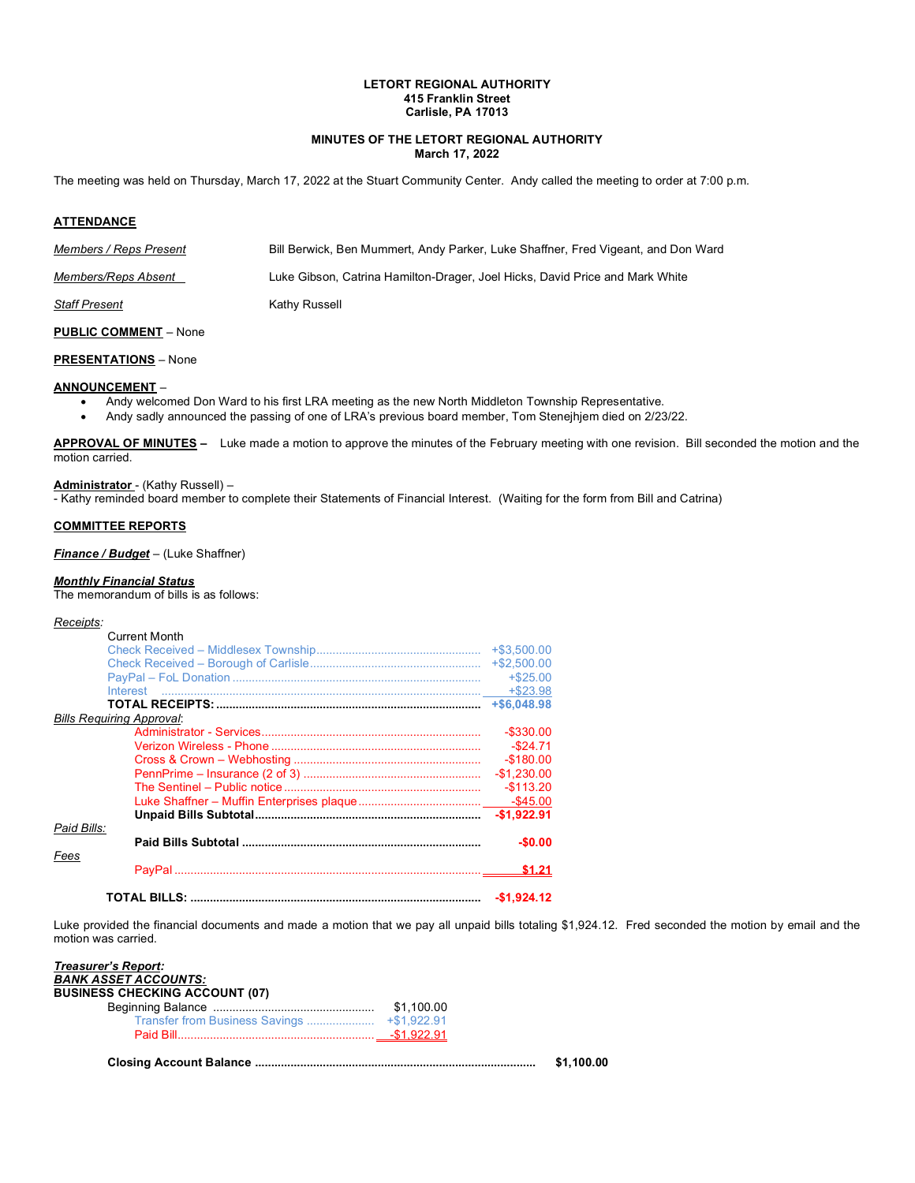**LETORT REGIONAL AUTHORITY**
**415 Franklin Street**
**Carlisle, PA 17013**

**MINUTES OF THE LETORT REGIONAL AUTHORITY**
**March 17, 2022**

The meeting was held on Thursday, March 17, 2022 at the Stuart Community Center. Andy called the meeting to order at 7:00 p.m.

## ATTENDANCE

| | |
|---|---|
| *Members / Reps Present* | Bill Berwick, Ben Mummert, Andy Parker, Luke Shaffner, Fred Vigeant, and Don Ward |
| *Members/Reps Absent* | Luke Gibson, Catrina Hamilton-Drager, Joel Hicks, David Price and Mark White |
| *Staff Present* | Kathy Russell |

**PUBLIC COMMENT** – None

**PRESENTATIONS** – None

**ANNOUNCEMENT** –

- Andy welcomed Don Ward to his first LRA meeting as the new North Middleton Township Representative.
- Andy sadly announced the passing of one of LRA's previous board member, Tom Stenejhjem died on 2/23/22.

**APPROVAL OF MINUTES –** Luke made a motion to approve the minutes of the February meeting with one revision. Bill seconded the motion and the motion carried.

**Administrator** - (Kathy Russell) –
- Kathy reminded board member to complete their Statements of Financial Interest. (Waiting for the form from Bill and Catrina)

**COMMITTEE REPORTS**

***Finance / Budget*** – (Luke Shaffner)

***Monthly Financial Status***
The memorandum of bills is as follows:

*Receipts:*

| | |
|---|---|
| Current Month | |
| Check Received – Middlesex Township | +$3,500.00 |
| Check Received – Borough of Carlisle | +$2,500.00 |
| PayPal – FoL Donation | +$25.00 |
| Interest | +$23.98 |
| **TOTAL RECEIPTS:** | **+$6,048.98** |
| *Bills Requiring Approval*: | |
| Administrator - Services | -$330.00 |
| Verizon Wireless - Phone | -$24.71 |
| Cross & Crown – Webhosting | -$180.00 |
| PennPrime – Insurance (2 of 3) | -$1,230.00 |
| The Sentinel – Public notice | -$113.20 |
| Luke Shaffner – Muffin Enterprises plaque | -$45.00 |
| **Unpaid Bills Subtotal** | **-$1,922.91** |
| *Paid Bills:* | |
| **Paid Bills Subtotal** | **-$0.00** |
| *Fees* | |
| PayPal | **$1.21** |
| **TOTAL BILLS:** | **-$1,924.12** |

Luke provided the financial documents and made a motion that we pay all unpaid bills totaling $1,924.12. Fred seconded the motion by email and the motion was carried.

***Treasurer's Report:***
***BANK ASSET ACCOUNTS:***
**BUSINESS CHECKING ACCOUNT (07)**

| | | |
|---|---|---|
| Beginning Balance | $1,100.00 | |
| Transfer from Business Savings | +$1,922.91 | |
| Paid Bill | -$1,922.91 | |
| **Closing Account Balance** | | **$1,100.00** |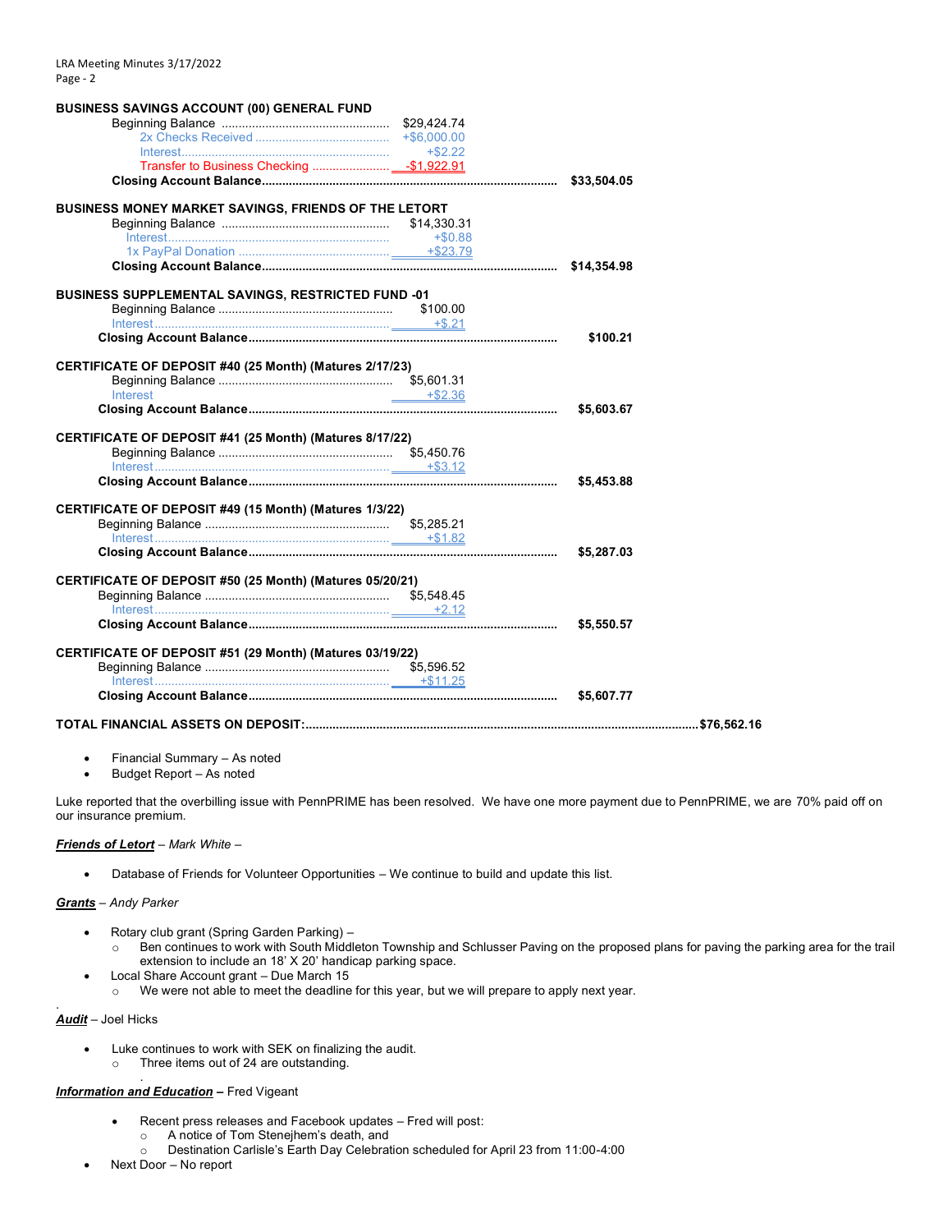**BUSINESS SAVINGS ACCOUNT (00) GENERAL FUND**

| | | |
|---|---|---|
| Beginning Balance | $29,424.74 | |
| 2x Checks Received | +$6,000.00 | |
| Interest | +$2.22 | |
| Transfer to Business Checking | -$1,922.91 | |
| **Closing Account Balance** | | **$33,504.05** |

**BUSINESS MONEY MARKET SAVINGS, FRIENDS OF THE LETORT**

| | | |
|---|---|---|
| Beginning Balance | $14,330.31 | |
| Interest | +$0.88 | |
| 1x PayPal Donation | +$23.79 | |
| **Closing Account Balance** | | **$14,354.98** |

**BUSINESS SUPPLEMENTAL SAVINGS, RESTRICTED FUND -01**

| | | |
|---|---|---|
| Beginning Balance | $100.00 | |
| Interest | +$.21 | |
| **Closing Account Balance** | | **$100.21** |

**CERTIFICATE OF DEPOSIT #40 (25 Month) (Matures 2/17/23)**

| | | |
|---|---|---|
| Beginning Balance | $5,601.31 | |
| Interest | +$2.36 | |
| **Closing Account Balance** | | **$5,603.67** |

**CERTIFICATE OF DEPOSIT #41 (25 Month) (Matures 8/17/22)**

| | | |
|---|---|---|
| Beginning Balance | $5,450.76 | |
| Interest | +$3.12 | |
| **Closing Account Balance** | | **$5,453.88** |

**CERTIFICATE OF DEPOSIT #49 (15 Month) (Matures 1/3/22)**

| | | |
|---|---|---|
| Beginning Balance | $5,285.21 | |
| Interest | +$1.82 | |
| **Closing Account Balance** | | **$5,287.03** |

**CERTIFICATE OF DEPOSIT #50 (25 Month) (Matures 05/20/21)**

| | | |
|---|---|---|
| Beginning Balance | $5,548.45 | |
| Interest | +2.12 | |
| **Closing Account Balance** | | **$5,550.57** |

**CERTIFICATE OF DEPOSIT #51 (29 Month) (Matures 03/19/22)**

| | | |
|---|---|---|
| Beginning Balance | $5,596.52 | |
| Interest | +$11.25 | |
| **Closing Account Balance** | | **$5,607.77** |

**TOTAL FINANCIAL ASSETS ON DEPOSIT: $76,562.16**

- Financial Summary – As noted
- Budget Report – As noted

Luke reported that the overbilling issue with PennPRIME has been resolved. We have one more payment due to PennPRIME, we are 70% paid off on our insurance premium.

***Friends of Letort*** *– Mark White –*

- Database of Friends for Volunteer Opportunities – We continue to build and update this list.

***Grants*** *– Andy Parker*

- Rotary club grant (Spring Garden Parking) –
  - Ben continues to work with South Middleton Township and Schlusser Paving on the proposed plans for paving the parking area for the trail extension to include an 18' X 20' handicap parking space.
- Local Share Account grant – Due March 15
  - We were not able to meet the deadline for this year, but we will prepare to apply next year.

***Audit*** – Joel Hicks

- Luke continues to work with SEK on finalizing the audit.
  - Three items out of 24 are outstanding.

***Information and Education*** **–** Fred Vigeant

- Recent press releases and Facebook updates – Fred will post:
  - A notice of Tom Stenejhem's death, and
  - Destination Carlisle's Earth Day Celebration scheduled for April 23 from 11:00-4:00
- Next Door – No report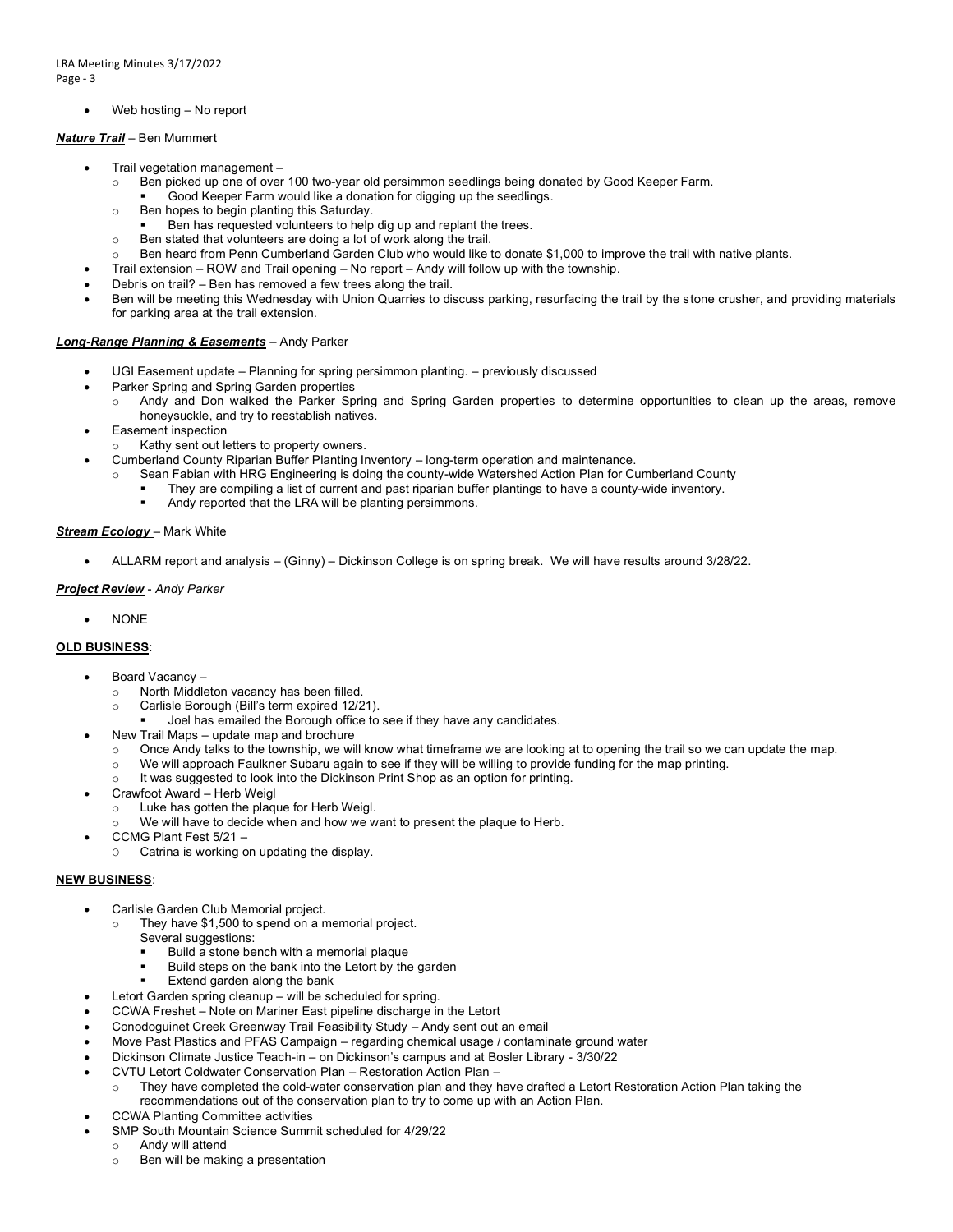- Web hosting – No report

***Nature Trail*** – Ben Mummert

- Trail vegetation management –
  - Ben picked up one of over 100 two-year old persimmon seedlings being donated by Good Keeper Farm.
    - Good Keeper Farm would like a donation for digging up the seedlings.
  - Ben hopes to begin planting this Saturday.
    - Ben has requested volunteers to help dig up and replant the trees.
  - Ben stated that volunteers are doing a lot of work along the trail.
  - Ben heard from Penn Cumberland Garden Club who would like to donate $1,000 to improve the trail with native plants.
- Trail extension – ROW and Trail opening – No report – Andy will follow up with the township.
- Debris on trail? – Ben has removed a few trees along the trail.
- Ben will be meeting this Wednesday with Union Quarries to discuss parking, resurfacing the trail by the stone crusher, and providing materials for parking area at the trail extension.

***Long-Range Planning & Easements*** – Andy Parker

- UGI Easement update – Planning for spring persimmon planting. – previously discussed
- Parker Spring and Spring Garden properties
  - Andy and Don walked the Parker Spring and Spring Garden properties to determine opportunities to clean up the areas, remove honeysuckle, and try to reestablish natives.
- Easement inspection
  - Kathy sent out letters to property owners.
- Cumberland County Riparian Buffer Planting Inventory – long-term operation and maintenance.
  - Sean Fabian with HRG Engineering is doing the county-wide Watershed Action Plan for Cumberland County
    - They are compiling a list of current and past riparian buffer plantings to have a county-wide inventory.
    - Andy reported that the LRA will be planting persimmons.

***Stream Ecology*** – Mark White

- ALLARM report and analysis – (Ginny) – Dickinson College is on spring break. We will have results around 3/28/22.

***Project Review*** - *Andy Parker*

- NONE

**OLD BUSINESS**:

- Board Vacancy –
  - North Middleton vacancy has been filled.
  - Carlisle Borough (Bill's term expired 12/21).
    - Joel has emailed the Borough office to see if they have any candidates.
- New Trail Maps – update map and brochure
  - Once Andy talks to the township, we will know what timeframe we are looking at to opening the trail so we can update the map.
  - We will approach Faulkner Subaru again to see if they will be willing to provide funding for the map printing.
  - It was suggested to look into the Dickinson Print Shop as an option for printing.
- Crawfoot Award – Herb Weigl
  - Luke has gotten the plaque for Herb Weigl.
  - We will have to decide when and how we want to present the plaque to Herb.
- CCMG Plant Fest 5/21 –
  - Catrina is working on updating the display.

**NEW BUSINESS**:

- Carlisle Garden Club Memorial project.
  - They have $1,500 to spend on a memorial project.
    Several suggestions:
    - Build a stone bench with a memorial plaque
    - Build steps on the bank into the Letort by the garden
    - Extend garden along the bank
- Letort Garden spring cleanup – will be scheduled for spring.
- CCWA Freshet – Note on Mariner East pipeline discharge in the Letort
- Conodoguinet Creek Greenway Trail Feasibility Study – Andy sent out an email
- Move Past Plastics and PFAS Campaign – regarding chemical usage / contaminate ground water
- Dickinson Climate Justice Teach-in – on Dickinson's campus and at Bosler Library - 3/30/22
- CVTU Letort Coldwater Conservation Plan – Restoration Action Plan –
  - They have completed the cold-water conservation plan and they have drafted a Letort Restoration Action Plan taking the recommendations out of the conservation plan to try to come up with an Action Plan.
- CCWA Planting Committee activities
- SMP South Mountain Science Summit scheduled for 4/29/22
  - Andy will attend
  - Ben will be making a presentation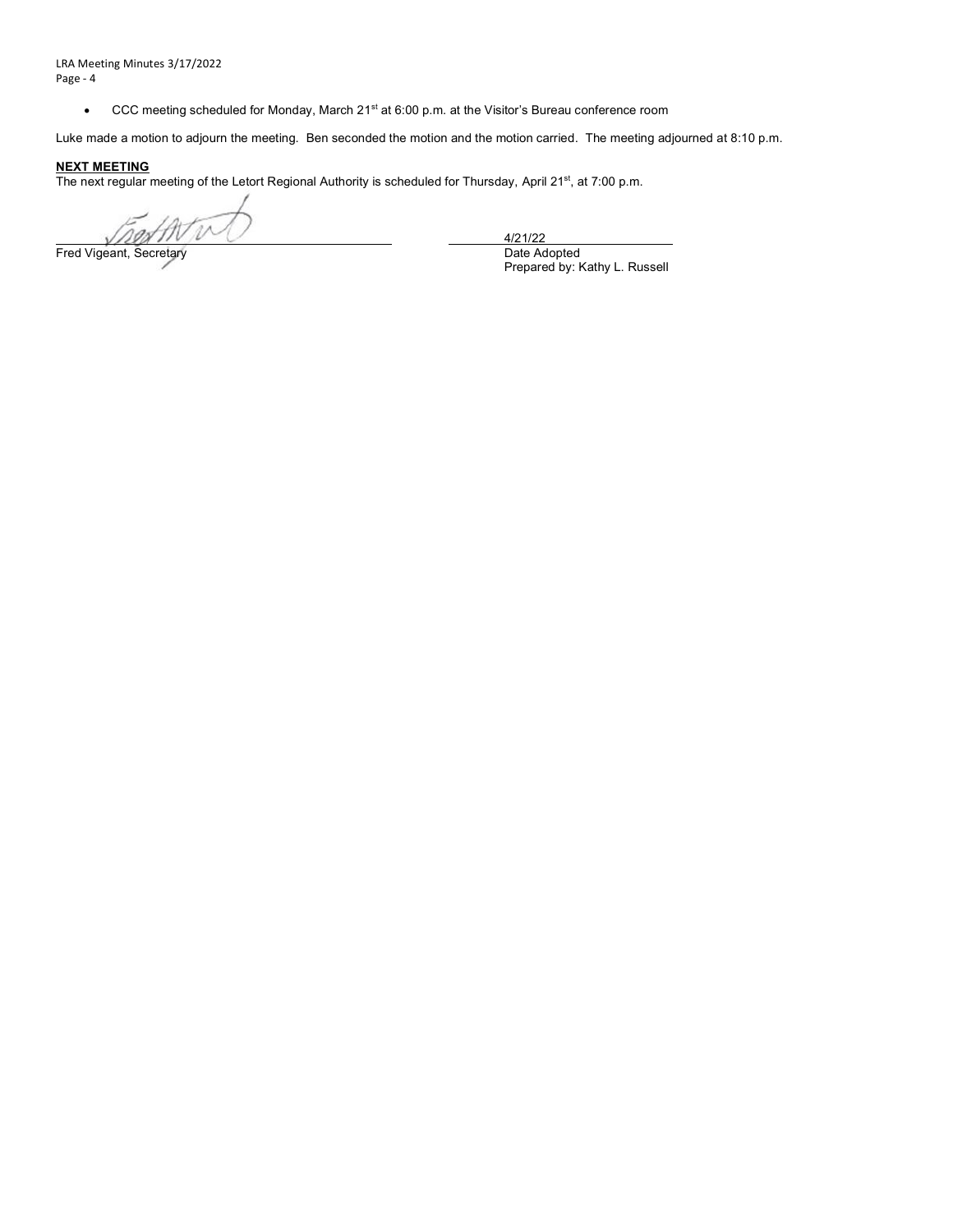- CCC meeting scheduled for Monday, March 21st at 6:00 p.m. at the Visitor's Bureau conference room

Luke made a motion to adjourn the meeting. Ben seconded the motion and the motion carried. The meeting adjourned at 8:10 p.m.

**NEXT MEETING**

The next regular meeting of the Letort Regional Authority is scheduled for Thursday, April 21st, at 7:00 p.m.

Fred Vigeant, Secretary

4/21/22

Date Adopted

Prepared by: Kathy L. Russell